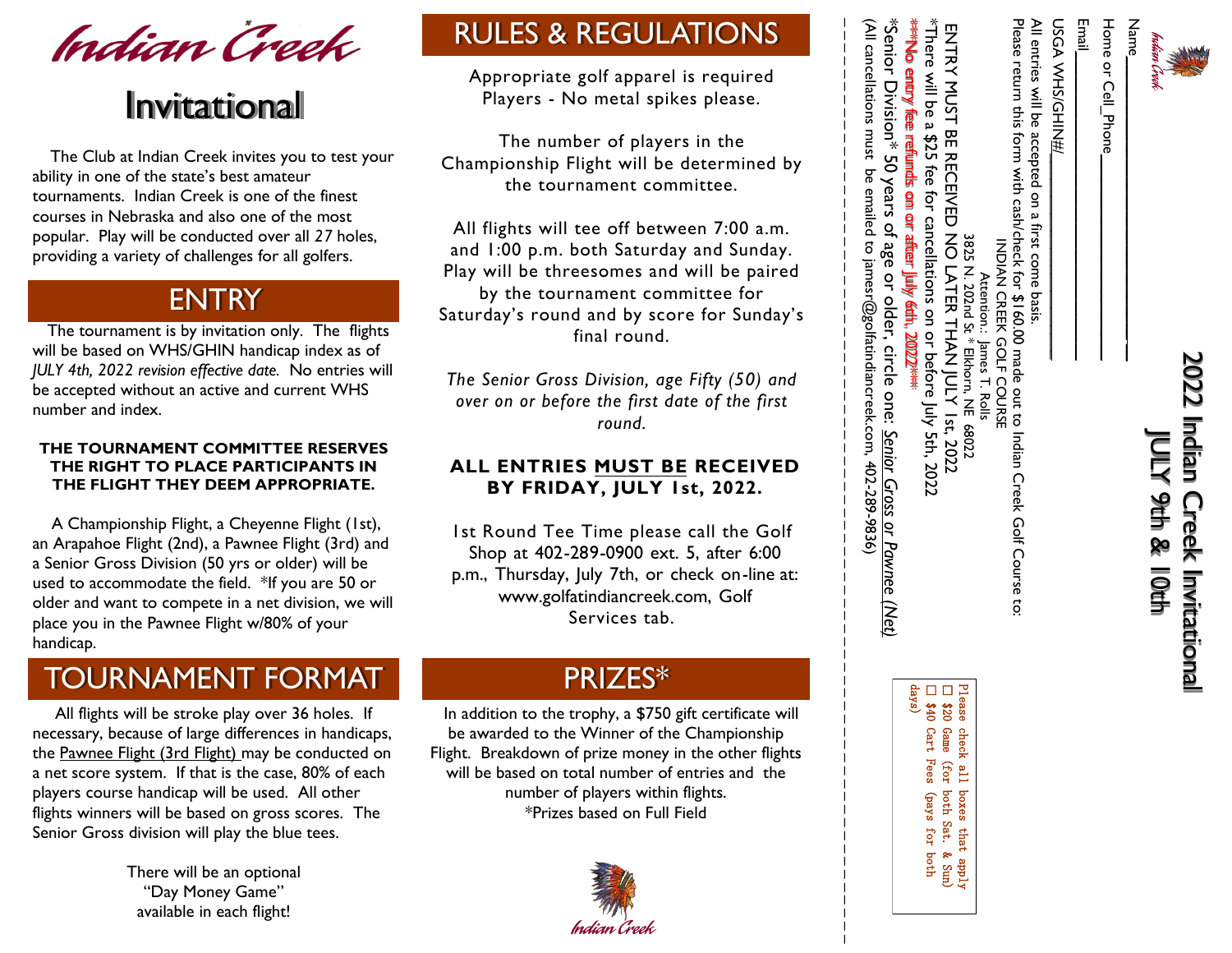# Indian Creek

## Invitational

The Club at Indian Creek invites you to test your ability in one of the state's best amateur tournaments. Indian Creek is one of the finest courses in Nebraska and also one of the most popular. Play will be conducted over all 27 holes, providing a variety of challenges for all golfers.

## ENTRY

The tournament is by invitation only. The flights will be based on WHS/GHIN handicap index as of *JULY 4th, 2022 revision effective date.* No entries will be accepted without an active and current WHS number and index.

**THE TOURNAMENT COMMITTEE RESERVES THE RIGHT TO PLACE PARTICIPANTS IN THE FLIGHT THEY DEEM APPROPRIATE.**

A Championship Flight, a Cheyenne Flight (1st), an Arapahoe Flight (2nd), a Pawnee Flight (3rd) and a Senior Gross Division (50 yrs or older) will be used to accommodate the field. *If you are 50 or older and want to compete in a net division, we will place you in the Pawnee Flight w/80% of your handicap.

## TOURNAMENT FORMAT

All flights will be stroke play over 36 holes. If necessary, because of large differences in handicaps, the Pawnee Flight (3rd Flight) may be conducted on a net score system. If that is the case, 80% of each players course handicap will be used. All other flights winners will be based on gross scores. The Senior Gross division will play the blue tees.

There will be an optional "Day Money Game" available in each flight!

## RULES & REGULATIONS

Appropriate golf apparel is required
Players - No metal spikes please.

The number of players in the Championship Flight will be determined by the tournament committee.

All flights will tee off between 7:00 a.m. and 1:00 p.m. both Saturday and Sunday. Play will be threesomes and will be paired by the tournament committee for Saturday's round and by score for Sunday's final round.

*The Senior Gross Division, age Fifty (50) and over on or before the first date of the first round.*

**ALL ENTRIES MUST BE RECEIVED BY FRIDAY, JULY 1st, 2022.**

1st Round Tee Time please call the Golf Shop at 402-289-0900 ext. 5, after 6:00 p.m., Thursday, July 7th, or check on-line at: www.golfatindiancreek.com, Golf Services tab.

## PRIZES*

In addition to the trophy, a $750 gift certificate will be awarded to the Winner of the Championship Flight. Breakdown of prize money in the other flights will be based on total number of entries and the number of players within flights.
*Prizes based on Full Field

## 2022 Indian Creek Invitational
## JULY 9th & 10th

Name\_\_\_\_\_\_\_\_\_\_\_\_\_\_\_\_\_\_\_\_\_\_\_\_\_\_\_\_\_\_

Home or Cell Phone\_\_\_\_\_\_\_\_\_\_\_\_\_\_\_\_\_\_\_\_\_\_

Email\_\_\_\_\_\_\_\_\_\_\_\_\_\_\_\_\_\_\_\_\_\_\_\_\_\_\_\_\_\_

USGA WHS/GHIN#\_\_\_\_\_\_\_\_\_\_\_\_\_\_\_\_\_\_\_\_\_\_

All entries will be accepted on a first come basis.
Please return this form with cash/check for $160.00 made out to Indian Creek Golf Course to:

INDIAN CREEK GOLF COURSE
Attention: James T. Rolls
3825 N. 202nd St * Elkhorn, NE 68022

ENTRY MUST BE RECEIVED NO LATER THAN JULY 1st, 2022
*There will be a $25 fee for cancellations on or before July 5th, 2022
***No entry fee refunds on or after July 6th, 2022***
*Senior Division* 50 years of age or older, circle one: Senior Gross or Pawnee (Net)
(All cancellations must be emailed to jamesr@golfatindiancreek.com, 402-289-9836)

Please check all boxes that apply
☐ $20 Game (for both Sat. & Sun)
☐ $40 Cart Fees (pays for both days)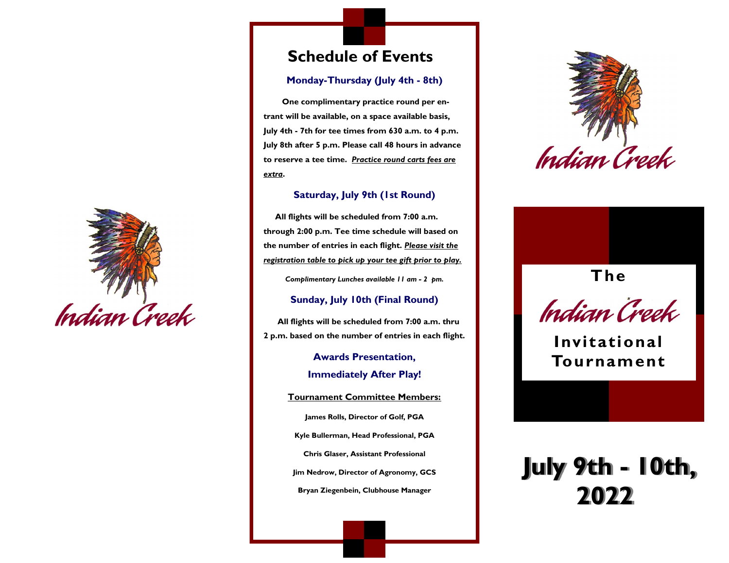Indian Creek

## Schedule of Events

### Monday-Thursday (July 4th - 8th)

**One complimentary practice round per entrant will be available, on a space available basis, July 4th - 7th for tee times from 630 a.m. to 4 p.m. July 8th after 5 p.m. Please call 48 hours in advance to reserve a tee time.** ***Practice round carts fees are extra*****.**

### Saturday, July 9th (1st Round)

**All flights will be scheduled from 7:00 a.m. through 2:00 p.m. Tee time schedule will based on the number of entries in each flight.** ***Please visit the registration table to pick up your tee gift prior to play.***

***Complimentary Lunches available 11 am - 2 pm.***

### Sunday, July 10th (Final Round)

**All flights will be scheduled from 7:00 a.m. thru 2 p.m. based on the number of entries in each flight.**

### Awards Presentation, Immediately After Play!

**Tournament Committee Members:**

**James Rolls, Director of Golf, PGA**

**Kyle Bullerman, Head Professional, PGA**

**Chris Glaser, Assistant Professional**

**Jim Nedrow, Director of Agronomy, GCS**

**Bryan Ziegenbein, Clubhouse Manager**

Indian Creek

# The Indian Creek Invitational Tournament

# July 9th - 10th, 2022